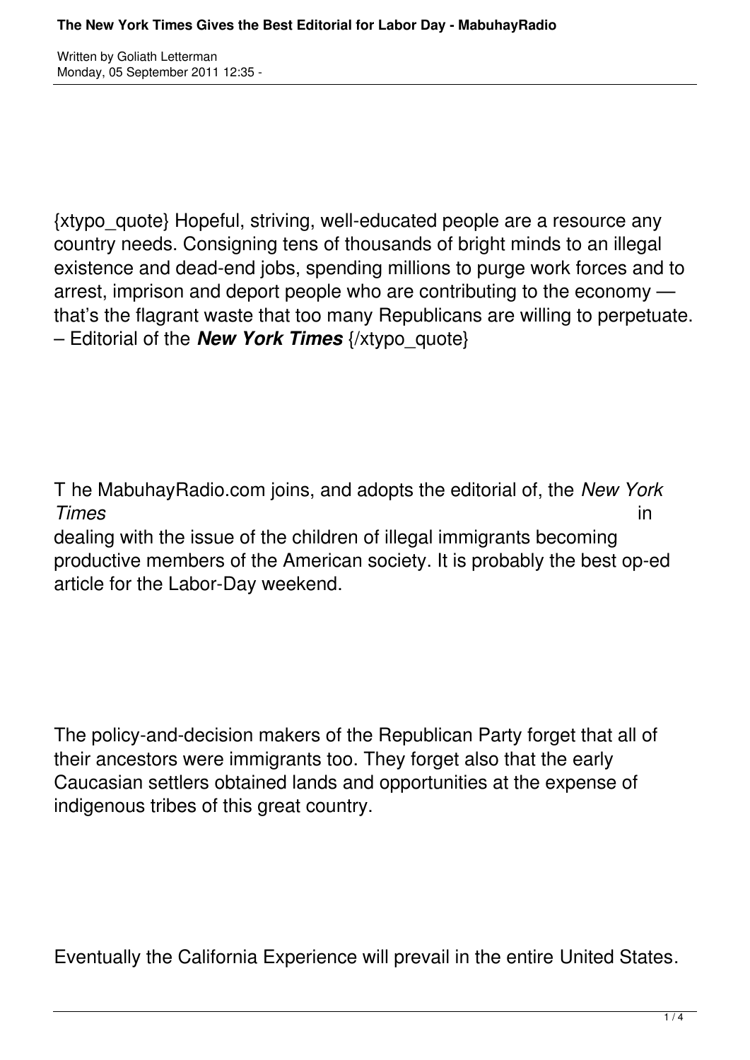Written by Goliath Letterman
Monday, 05 September 2011 12:35 -

{xtypo_quote} Hopeful, striving, well-educated people are a resource any country needs. Consigning tens of thousands of bright minds to an illegal existence and dead-end jobs, spending millions to purge work forces and to arrest, imprison and deport people who are contributing to the economy — that's the flagrant waste that too many Republicans are willing to perpetuate. – Editorial of the ***New York Times*** {/xtypo_quote}

T he MabuhayRadio.com joins, and adopts the editorial of, the *New York Times* in dealing with the issue of the children of illegal immigrants becoming productive members of the American society. It is probably the best op-ed article for the Labor-Day weekend.

The policy-and-decision makers of the Republican Party forget that all of their ancestors were immigrants too. They forget also that the early Caucasian settlers obtained lands and opportunities at the expense of indigenous tribes of this great country.

Eventually the California Experience will prevail in the entire United States.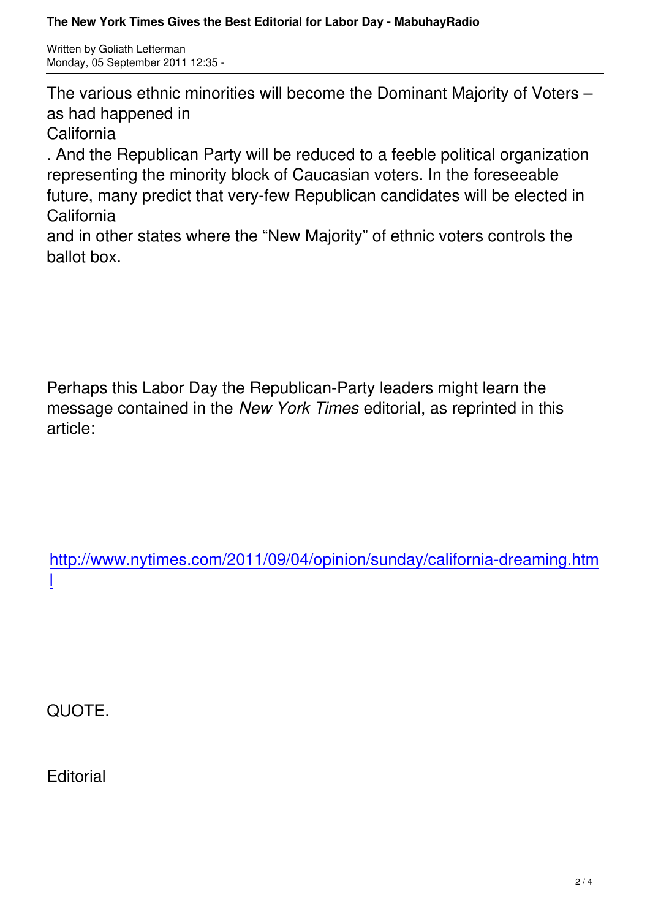The various ethnic minorities will become the Dominant Majority of Voters – as had happened in California. And the Republican Party will be reduced to a feeble political organization representing the minority block of Caucasian voters. In the foreseeable future, many predict that very-few Republican candidates will be elected in California and in other states where the "New Majority" of ethnic voters controls the ballot box.

Perhaps this Labor Day the Republican-Party leaders might learn the message contained in the *New York Times* editorial, as reprinted in this article:

http://www.nytimes.com/2011/09/04/opinion/sunday/california-dreaming.html

QUOTE.

Editorial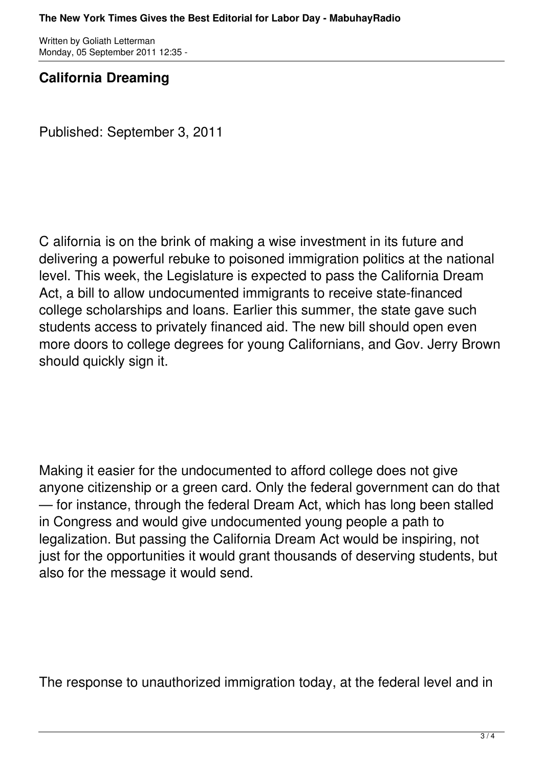## California Dreaming

Published: September 3, 2011

C alifornia is on the brink of making a wise investment in its future and delivering a powerful rebuke to poisoned immigration politics at the national level. This week, the Legislature is expected to pass the California Dream Act, a bill to allow undocumented immigrants to receive state-financed college scholarships and loans. Earlier this summer, the state gave such students access to privately financed aid. The new bill should open even more doors to college degrees for young Californians, and Gov. Jerry Brown should quickly sign it.

Making it easier for the undocumented to afford college does not give anyone citizenship or a green card. Only the federal government can do that — for instance, through the federal Dream Act, which has long been stalled in Congress and would give undocumented young people a path to legalization. But passing the California Dream Act would be inspiring, not just for the opportunities it would grant thousands of deserving students, but also for the message it would send.

The response to unauthorized immigration today, at the federal level and in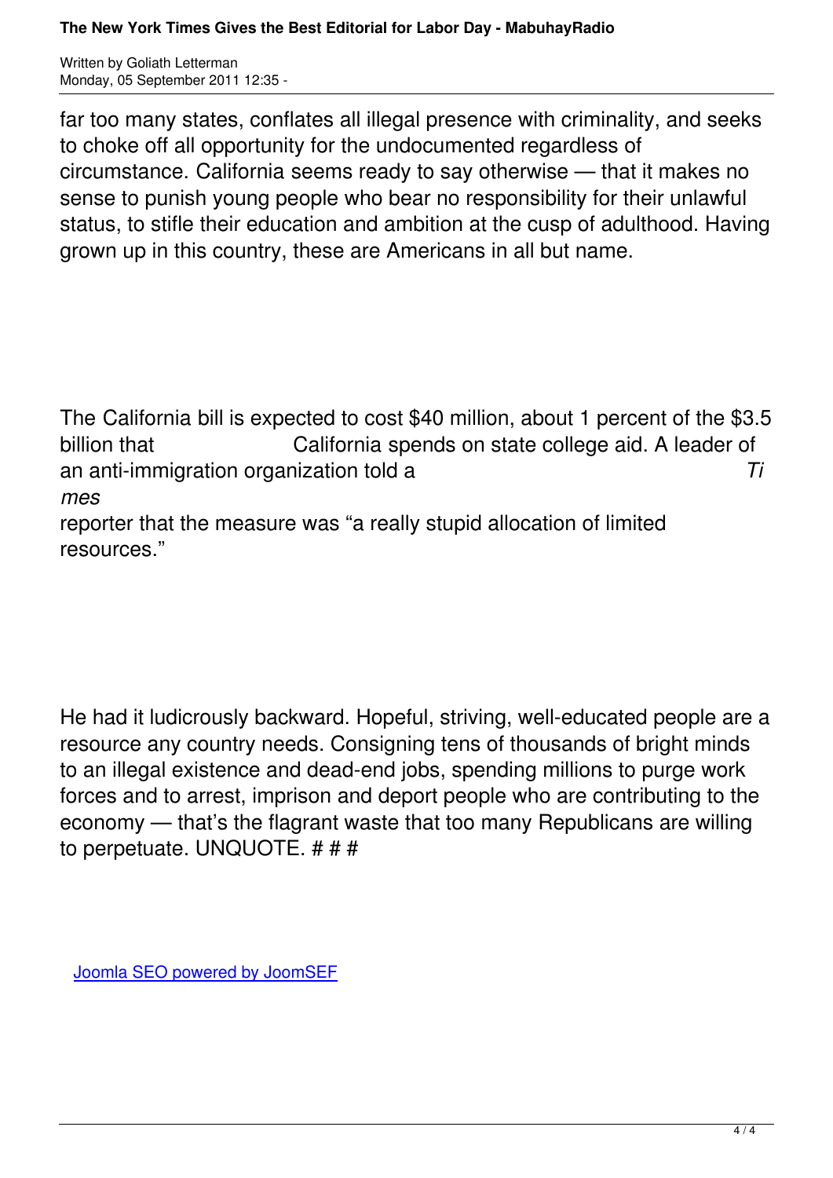far too many states, conflates all illegal presence with criminality, and seeks to choke off all opportunity for the undocumented regardless of circumstance. California seems ready to say otherwise — that it makes no sense to punish young people who bear no responsibility for their unlawful status, to stifle their education and ambition at the cusp of adulthood. Having grown up in this country, these are Americans in all but name.

The California bill is expected to cost $40 million, about 1 percent of the $3.5 billion that California spends on state college aid. A leader of an anti-immigration organization told a *Times* reporter that the measure was "a really stupid allocation of limited resources."

He had it ludicrously backward. Hopeful, striving, well-educated people are a resource any country needs. Consigning tens of thousands of bright minds to an illegal existence and dead-end jobs, spending millions to purge work forces and to arrest, imprison and deport people who are contributing to the economy — that's the flagrant waste that too many Republicans are willing to perpetuate. UNQUOTE. # # #

Joomla SEO powered by JoomSEF